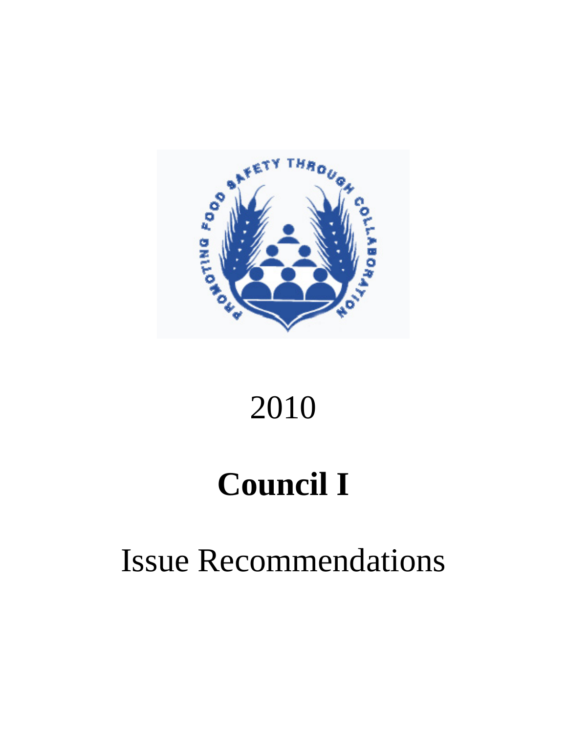2010

# Council I

Issue Recommendations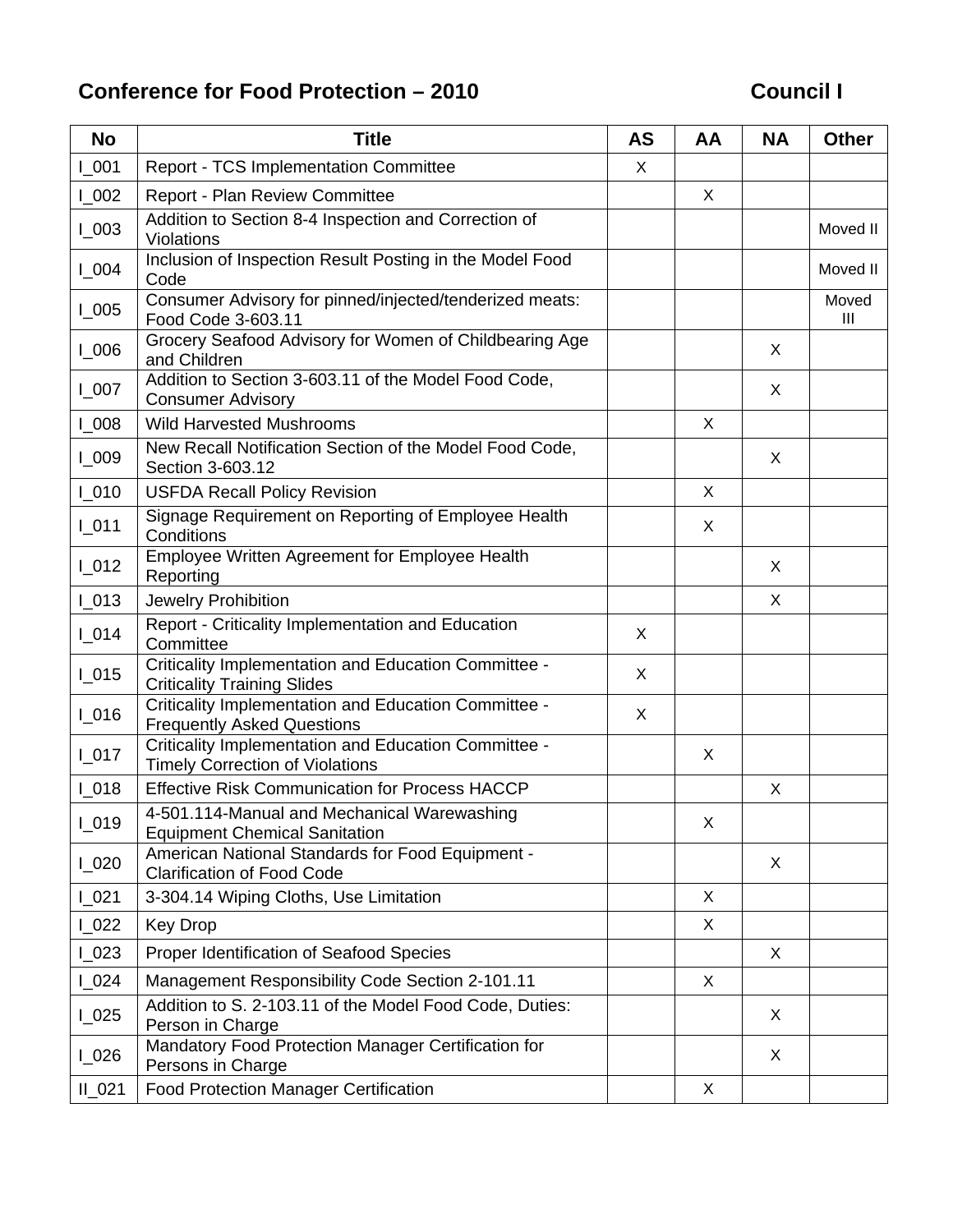# Conference for Food Protection – 2010 Council I

| No | Title | AS | AA | NA | Other |
|---|---|---|---|---|---|
| I_001 | Report - TCS Implementation Committee | X | | | |
| I_002 | Report - Plan Review Committee | | X | | |
| I_003 | Addition to Section 8-4 Inspection and Correction of Violations | | | | Moved II |
| I_004 | Inclusion of Inspection Result Posting in the Model Food Code | | | | Moved II |
| I_005 | Consumer Advisory for pinned/injected/tenderized meats: Food Code 3-603.11 | | | | Moved III |
| I_006 | Grocery Seafood Advisory for Women of Childbearing Age and Children | | | X | |
| I_007 | Addition to Section 3-603.11 of the Model Food Code, Consumer Advisory | | | X | |
| I_008 | Wild Harvested Mushrooms | | X | | |
| I_009 | New Recall Notification Section of the Model Food Code, Section 3-603.12 | | | X | |
| I_010 | USFDA Recall Policy Revision | | X | | |
| I_011 | Signage Requirement on Reporting of Employee Health Conditions | | X | | |
| I_012 | Employee Written Agreement for Employee Health Reporting | | | X | |
| I_013 | Jewelry Prohibition | | | X | |
| I_014 | Report - Criticality Implementation and Education Committee | X | | | |
| I_015 | Criticality Implementation and Education Committee - Criticality Training Slides | X | | | |
| I_016 | Criticality Implementation and Education Committee - Frequently Asked Questions | X | | | |
| I_017 | Criticality Implementation and Education Committee - Timely Correction of Violations | | X | | |
| I_018 | Effective Risk Communication for Process HACCP | | | X | |
| I_019 | 4-501.114-Manual and Mechanical Warewashing Equipment Chemical Sanitation | | X | | |
| I_020 | American National Standards for Food Equipment - Clarification of Food Code | | | X | |
| I_021 | 3-304.14 Wiping Cloths, Use Limitation | | X | | |
| I_022 | Key Drop | | X | | |
| I_023 | Proper Identification of Seafood Species | | | X | |
| I_024 | Management Responsibility Code Section 2-101.11 | | X | | |
| I_025 | Addition to S. 2-103.11 of the Model Food Code, Duties: Person in Charge | | | X | |
| I_026 | Mandatory Food Protection Manager Certification for Persons in Charge | | | X | |
| II_021 | Food Protection Manager Certification | | X | | |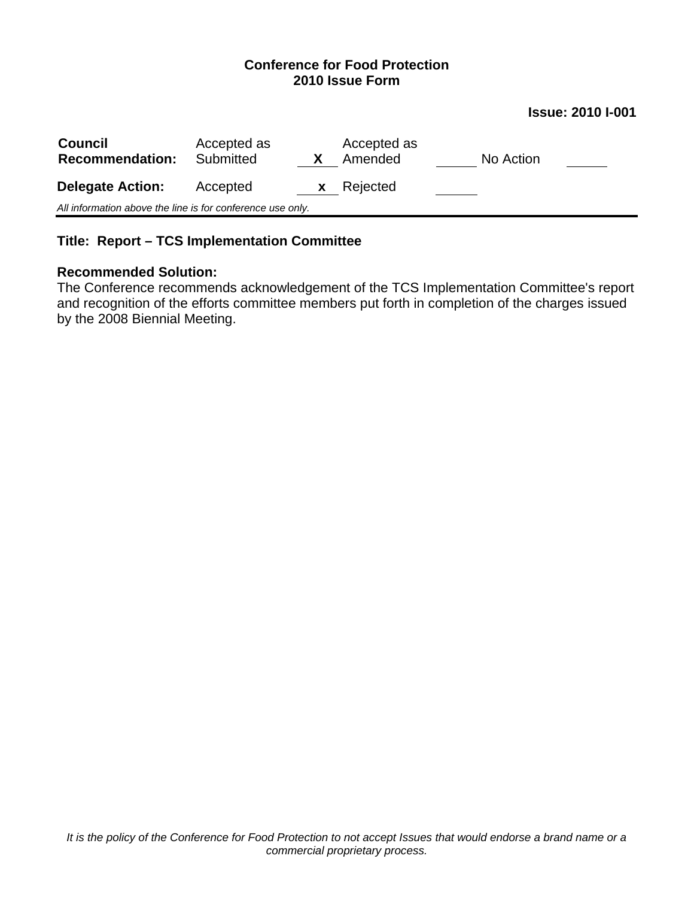**Conference for Food Protection**
**2010 Issue Form**

**Issue: 2010 I-001**

| **Council Recommendation:** | Accepted as Submitted | X | Accepted as Amended | | No Action | |
|---|---|---|---|---|---|---|
| **Delegate Action:** | Accepted | x | Rejected | | | |

*All information above the line is for conference use only.*

---

**Title: Report – TCS Implementation Committee**

**Recommended Solution:**
The Conference recommends acknowledgement of the TCS Implementation Committee's report and recognition of the efforts committee members put forth in completion of the charges issued by the 2008 Biennial Meeting.

*It is the policy of the Conference for Food Protection to not accept Issues that would endorse a brand name or a commercial proprietary process.*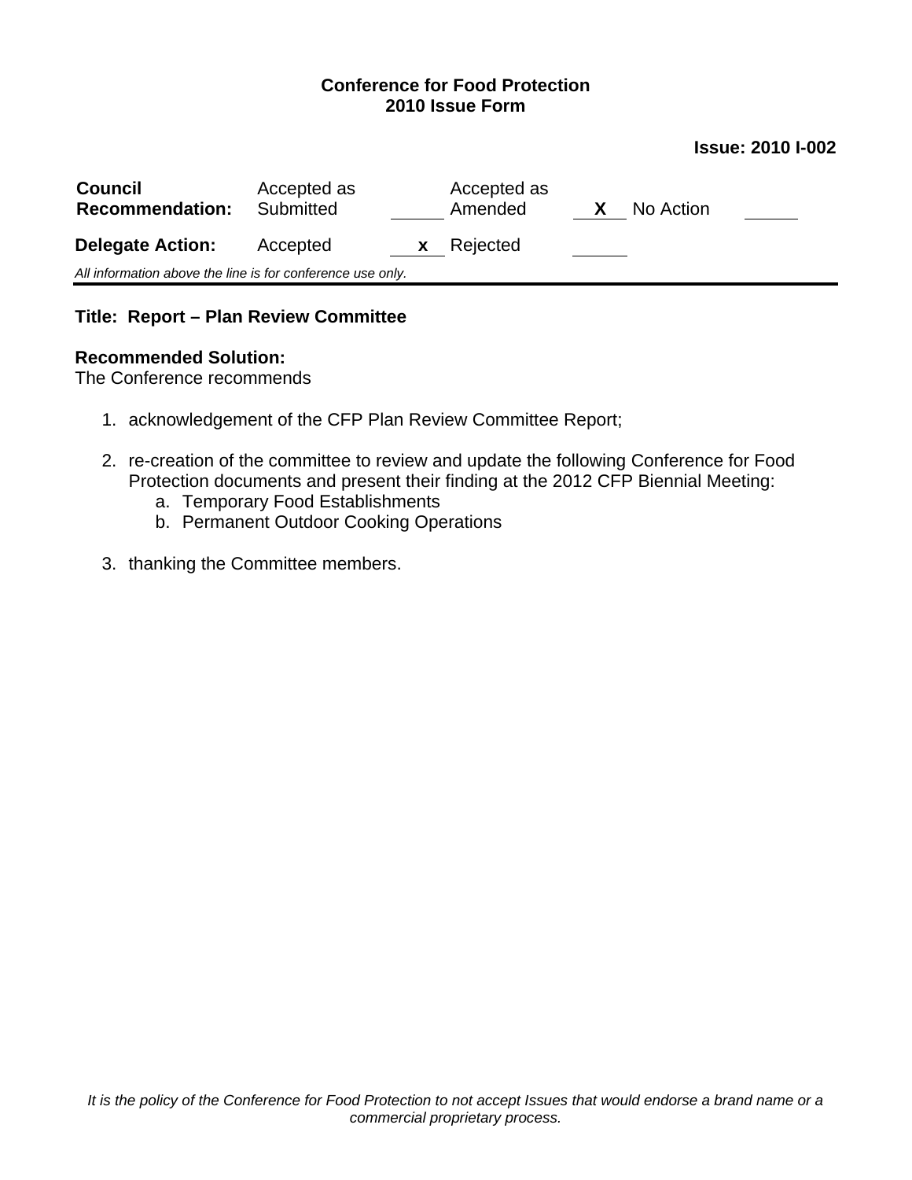**Conference for Food Protection**
**2010 Issue Form**

**Issue: 2010 I-002**

| **Council Recommendation:** | Accepted as Submitted | | Accepted as Amended | **X** | No Action | |
|---|---|---|---|---|---|---|
| **Delegate Action:** | Accepted | **x** | Rejected | | | |

*All information above the line is for conference use only.*

---

**Title: Report – Plan Review Committee**

**Recommended Solution:**
The Conference recommends

1. acknowledgement of the CFP Plan Review Committee Report;

2. re-creation of the committee to review and update the following Conference for Food Protection documents and present their finding at the 2012 CFP Biennial Meeting:
   a. Temporary Food Establishments
   b. Permanent Outdoor Cooking Operations

3. thanking the Committee members.

*It is the policy of the Conference for Food Protection to not accept Issues that would endorse a brand name or a commercial proprietary process.*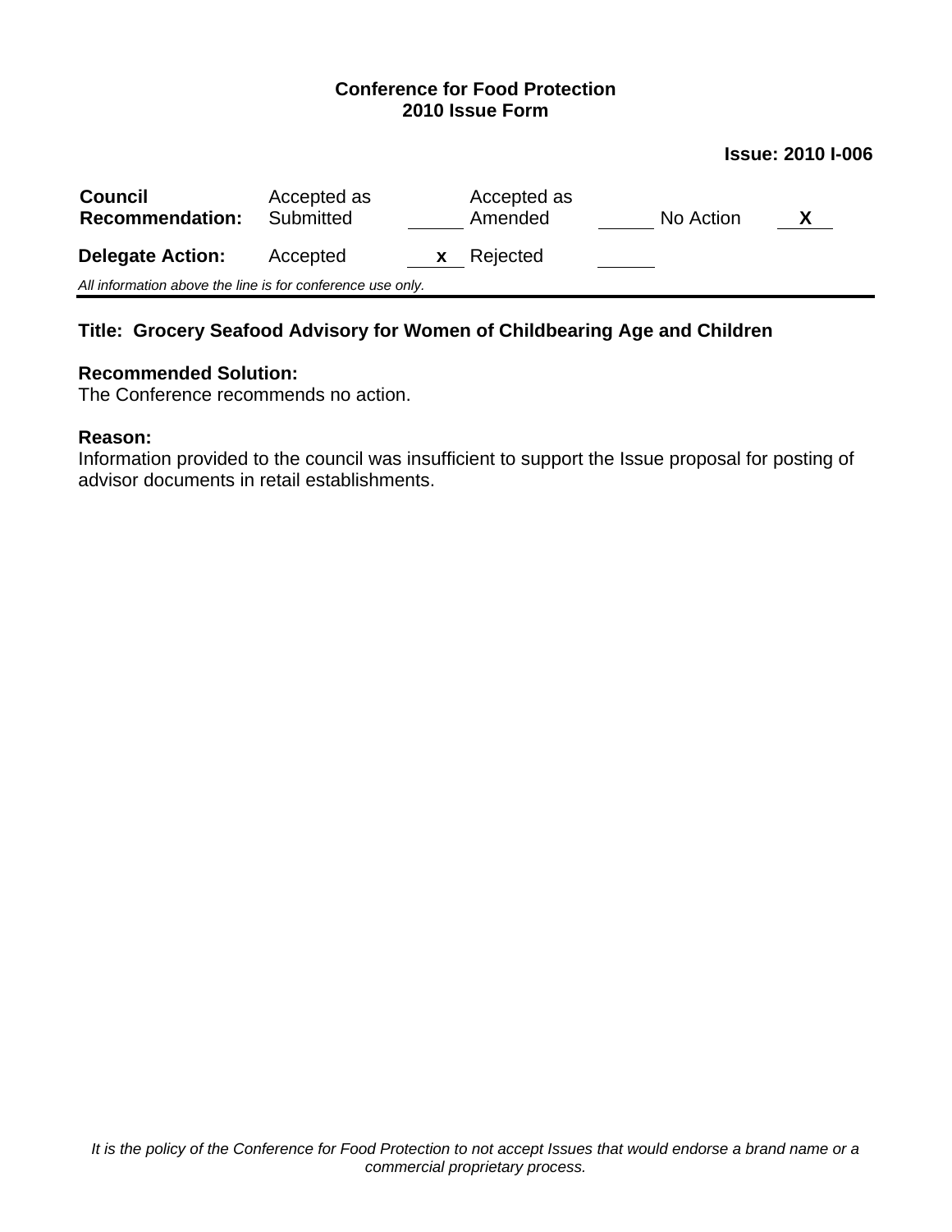**Conference for Food Protection**
**2010 Issue Form**

**Issue: 2010 I-006**

| **Council Recommendation:** | Accepted as Submitted | | Accepted as Amended | | No Action | **X** |
|---|---|---|---|---|---|---|
| **Delegate Action:** | Accepted | **x** | Rejected | | | |

*All information above the line is for conference use only.*

---

**Title: Grocery Seafood Advisory for Women of Childbearing Age and Children**

**Recommended Solution:**
The Conference recommends no action.

**Reason:**
Information provided to the council was insufficient to support the Issue proposal for posting of advisor documents in retail establishments.

*It is the policy of the Conference for Food Protection to not accept Issues that would endorse a brand name or a commercial proprietary process.*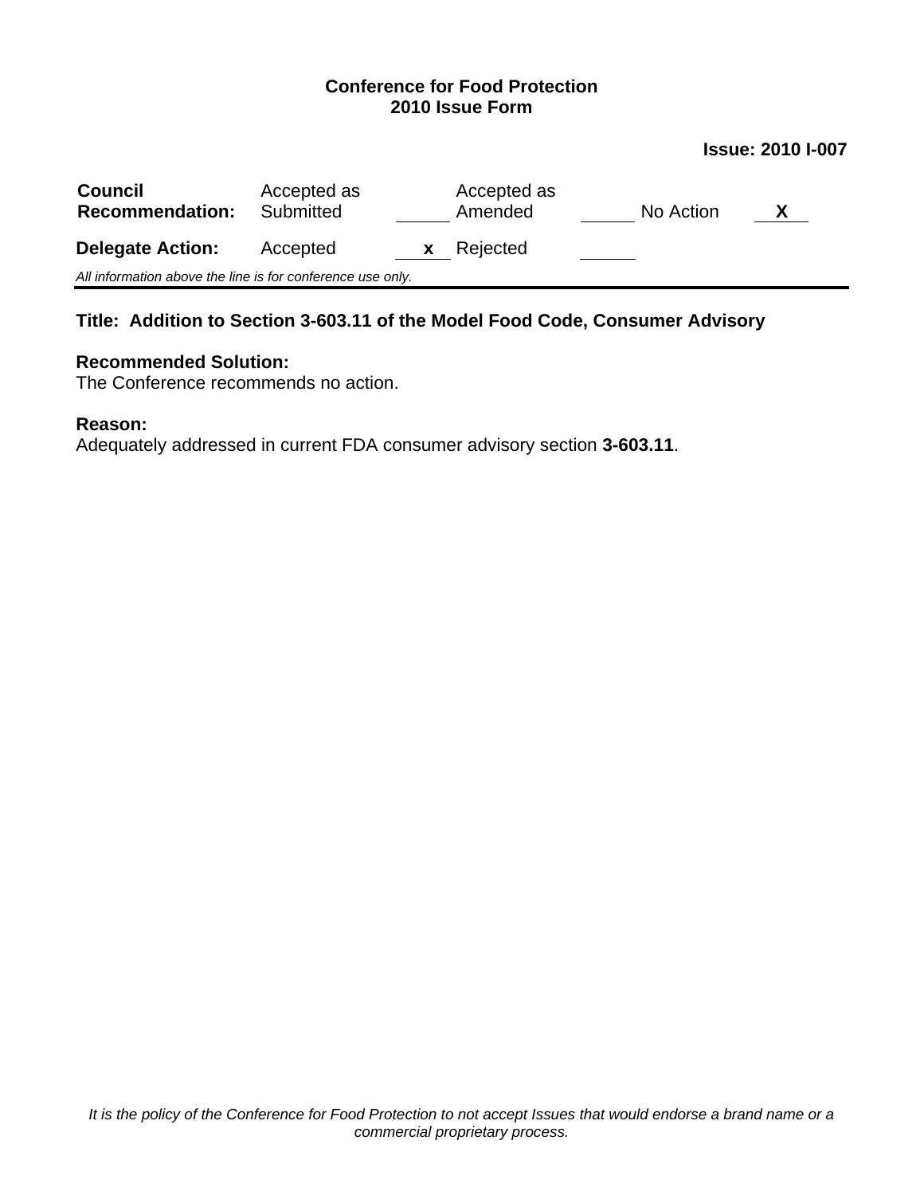**Conference for Food Protection**
**2010 Issue Form**

**Issue: 2010 I-007**

| **Council Recommendation:** | Accepted as Submitted | | Accepted as Amended | | No Action | X |
|---|---|---|---|---|---|---|
| **Delegate Action:** | Accepted | x | Rejected | | | |

*All information above the line is for conference use only.*

---

**Title: Addition to Section 3-603.11 of the Model Food Code, Consumer Advisory**

**Recommended Solution:**
The Conference recommends no action.

**Reason:**
Adequately addressed in current FDA consumer advisory section **3-603.11**.

*It is the policy of the Conference for Food Protection to not accept Issues that would endorse a brand name or a commercial proprietary process.*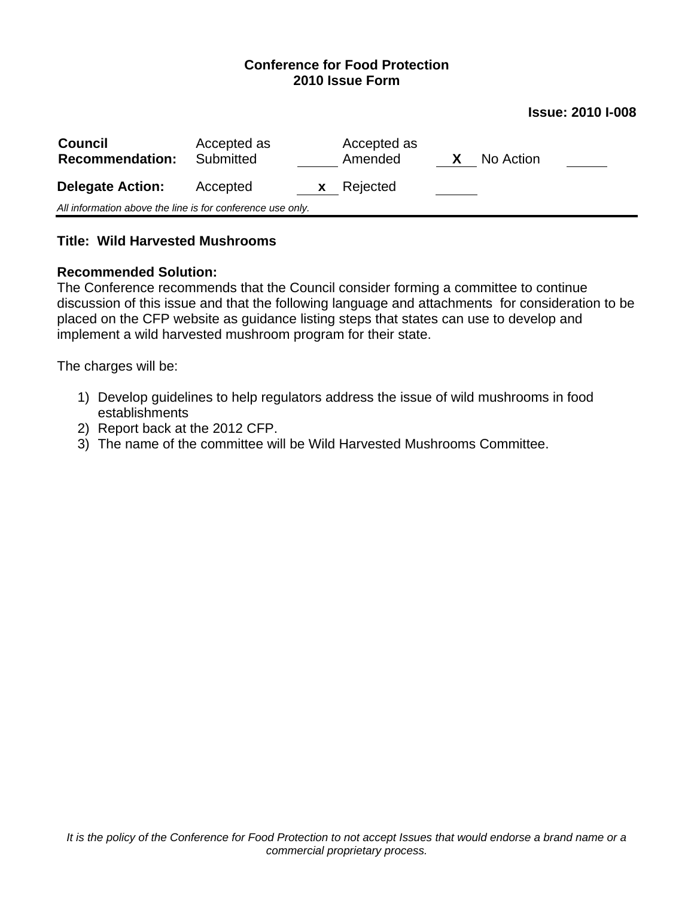**Conference for Food Protection**
**2010 Issue Form**

**Issue: 2010 I-008**

| **Council Recommendation:** | Accepted as Submitted | | Accepted as Amended | X | No Action | |
|---|---|---|---|---|---|---|
| **Delegate Action:** | Accepted | x | Rejected | | | |

*All information above the line is for conference use only.*

---

**Title: Wild Harvested Mushrooms**

**Recommended Solution:**
The Conference recommends that the Council consider forming a committee to continue discussion of this issue and that the following language and attachments for consideration to be placed on the CFP website as guidance listing steps that states can use to develop and implement a wild harvested mushroom program for their state.

The charges will be:

1) Develop guidelines to help regulators address the issue of wild mushrooms in food establishments
2) Report back at the 2012 CFP.
3) The name of the committee will be Wild Harvested Mushrooms Committee.

*It is the policy of the Conference for Food Protection to not accept Issues that would endorse a brand name or a commercial proprietary process.*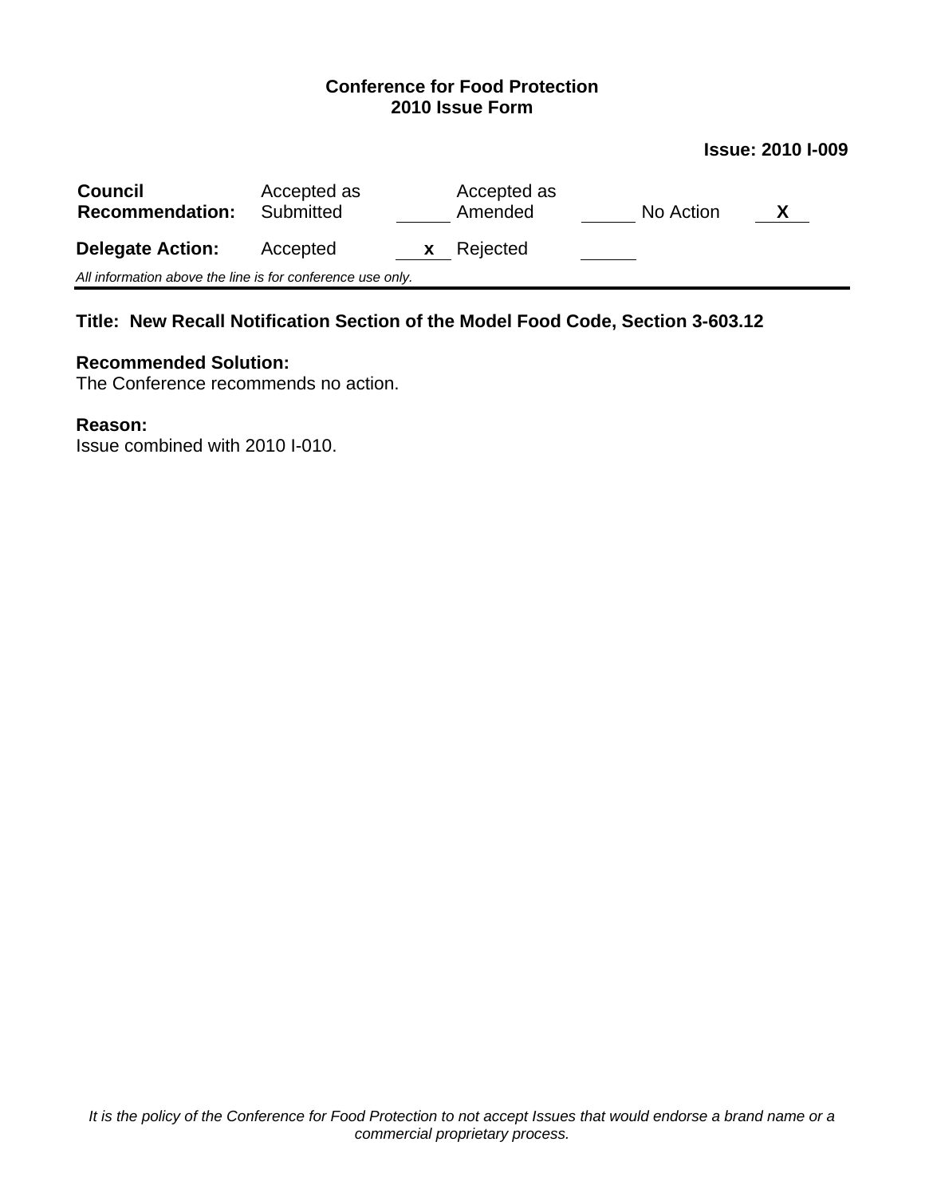**Conference for Food Protection**
**2010 Issue Form**

**Issue: 2010 I-009**

| **Council Recommendation:** | Accepted as Submitted | ____ | Accepted as Amended | ____ | No Action | **X** |
|---|---|---|---|---|---|---|
| **Delegate Action:** | Accepted | **x** | Rejected | ____ | | |

*All information above the line is for conference use only.*

---

**Title: New Recall Notification Section of the Model Food Code, Section 3-603.12**

**Recommended Solution:**
The Conference recommends no action.

**Reason:**
Issue combined with 2010 I-010.

*It is the policy of the Conference for Food Protection to not accept Issues that would endorse a brand name or a commercial proprietary process.*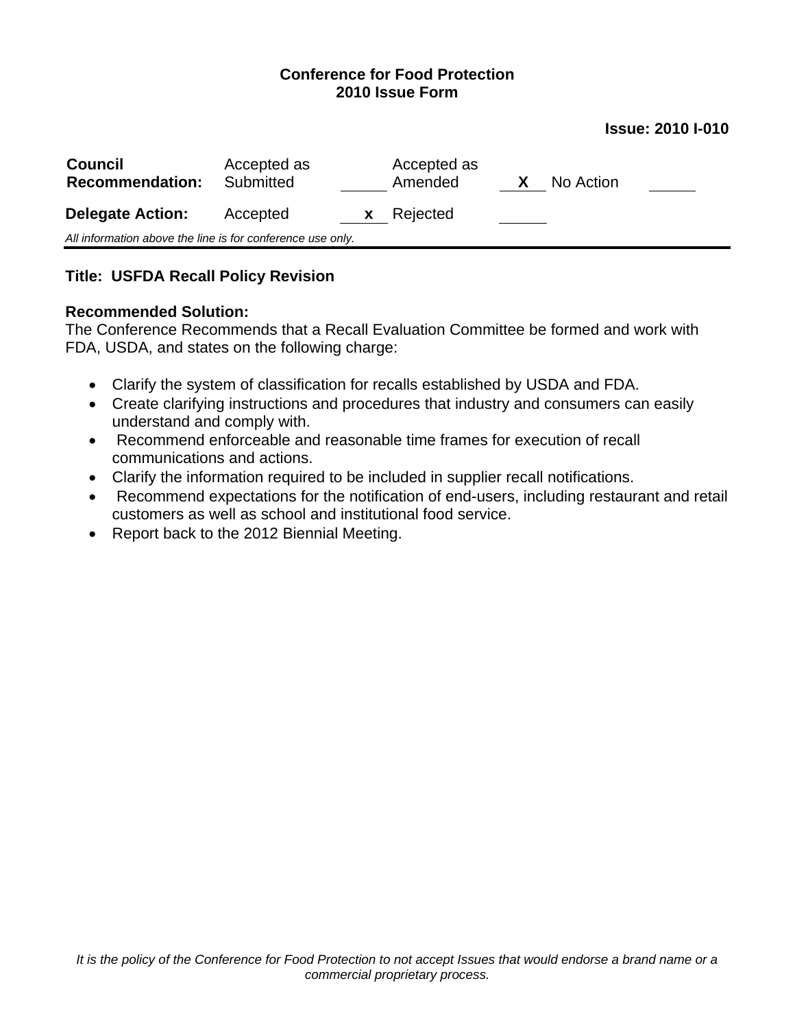**Conference for Food Protection**
**2010 Issue Form**

**Issue: 2010 I-010**

| **Council Recommendation:** | Accepted as Submitted | | Accepted as Amended | X | No Action | |
|---|---|---|---|---|---|---|
| **Delegate Action:** | Accepted | x | Rejected | | | |

*All information above the line is for conference use only.*

---

**Title: USFDA Recall Policy Revision**

**Recommended Solution:**
The Conference Recommends that a Recall Evaluation Committee be formed and work with FDA, USDA, and states on the following charge:

- Clarify the system of classification for recalls established by USDA and FDA.
- Create clarifying instructions and procedures that industry and consumers can easily understand and comply with.
- Recommend enforceable and reasonable time frames for execution of recall communications and actions.
- Clarify the information required to be included in supplier recall notifications.
- Recommend expectations for the notification of end-users, including restaurant and retail customers as well as school and institutional food service.
- Report back to the 2012 Biennial Meeting.

*It is the policy of the Conference for Food Protection to not accept Issues that would endorse a brand name or a commercial proprietary process.*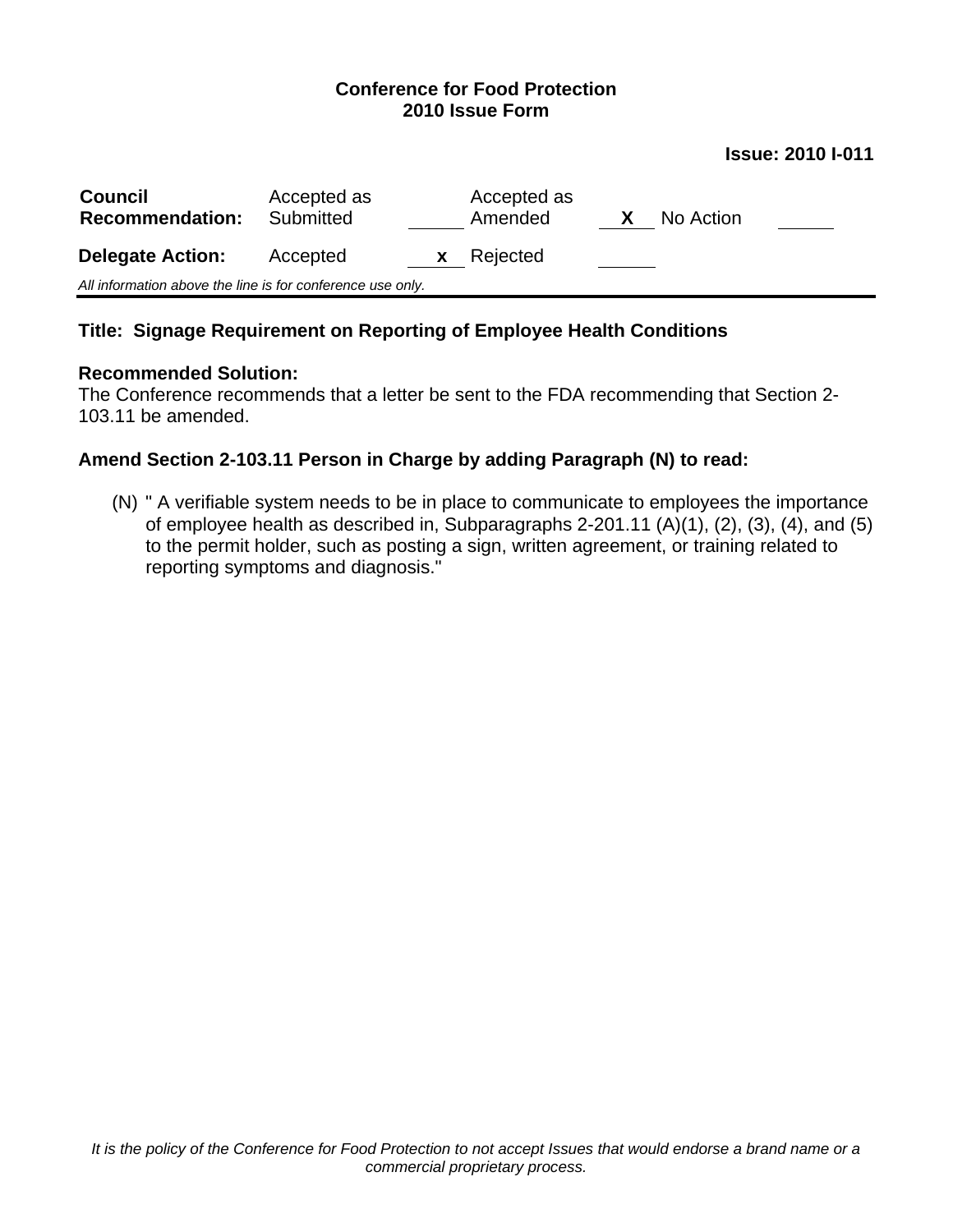**Conference for Food Protection**
**2010 Issue Form**

**Issue: 2010 I-011**

| | | | | | | |
|---|---|---|---|---|---|---|
| **Council Recommendation:** | Accepted as Submitted | | Accepted as Amended | X | No Action | |
| **Delegate Action:** | Accepted | x | Rejected | | | |

*All information above the line is for conference use only.*

---

**Title: Signage Requirement on Reporting of Employee Health Conditions**

**Recommended Solution:**
The Conference recommends that a letter be sent to the FDA recommending that Section 2-103.11 be amended.

**Amend Section 2-103.11 Person in Charge by adding Paragraph (N) to read:**

(N) " A verifiable system needs to be in place to communicate to employees the importance of employee health as described in, Subparagraphs 2-201.11 (A)(1), (2), (3), (4), and (5) to the permit holder, such as posting a sign, written agreement, or training related to reporting symptoms and diagnosis."

*It is the policy of the Conference for Food Protection to not accept Issues that would endorse a brand name or a commercial proprietary process.*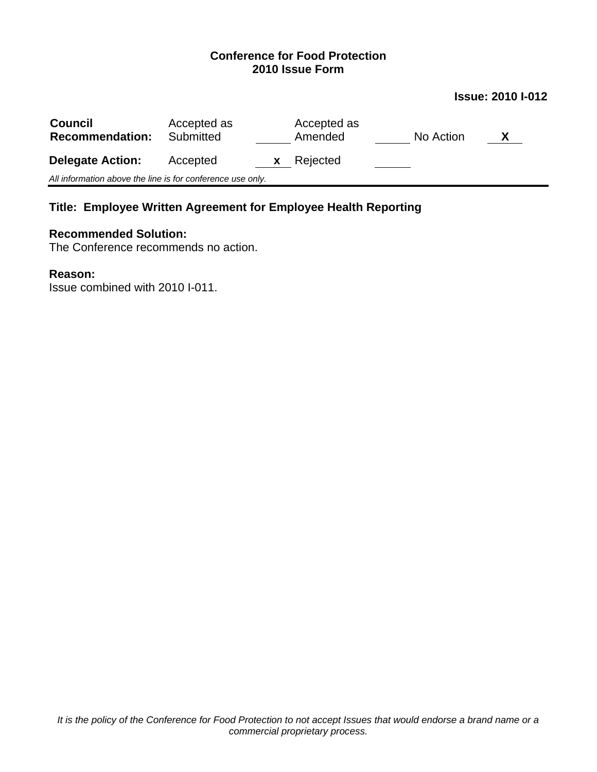**Conference for Food Protection**
**2010 Issue Form**

**Issue: 2010 I-012**

| **Council Recommendation:** | Accepted as Submitted | ____ | Accepted as Amended | ____ | No Action | X |
|---|---|---|---|---|---|---|
| **Delegate Action:** | Accepted | x | Rejected | ____ | | |

*All information above the line is for conference use only.*

---

**Title: Employee Written Agreement for Employee Health Reporting**

**Recommended Solution:**
The Conference recommends no action.

**Reason:**
Issue combined with 2010 I-011.

*It is the policy of the Conference for Food Protection to not accept Issues that would endorse a brand name or a commercial proprietary process.*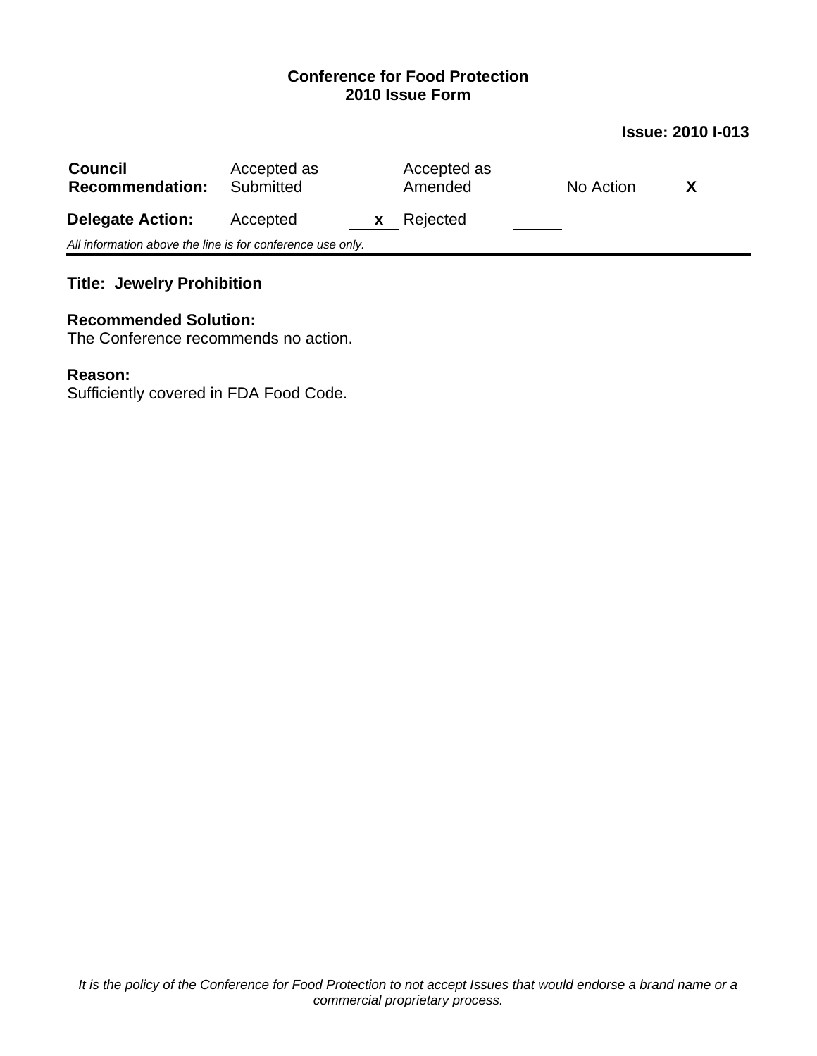**Conference for Food Protection**
**2010 Issue Form**

**Issue: 2010 I-013**

| **Council Recommendation:** | Accepted as Submitted | | Accepted as Amended | | No Action | **X** |
|---|---|---|---|---|---|---|
| **Delegate Action:** | Accepted | **x** | Rejected | | | |

*All information above the line is for conference use only.*

---

**Title: Jewelry Prohibition**

**Recommended Solution:**
The Conference recommends no action.

**Reason:**
Sufficiently covered in FDA Food Code.

*It is the policy of the Conference for Food Protection to not accept Issues that would endorse a brand name or a commercial proprietary process.*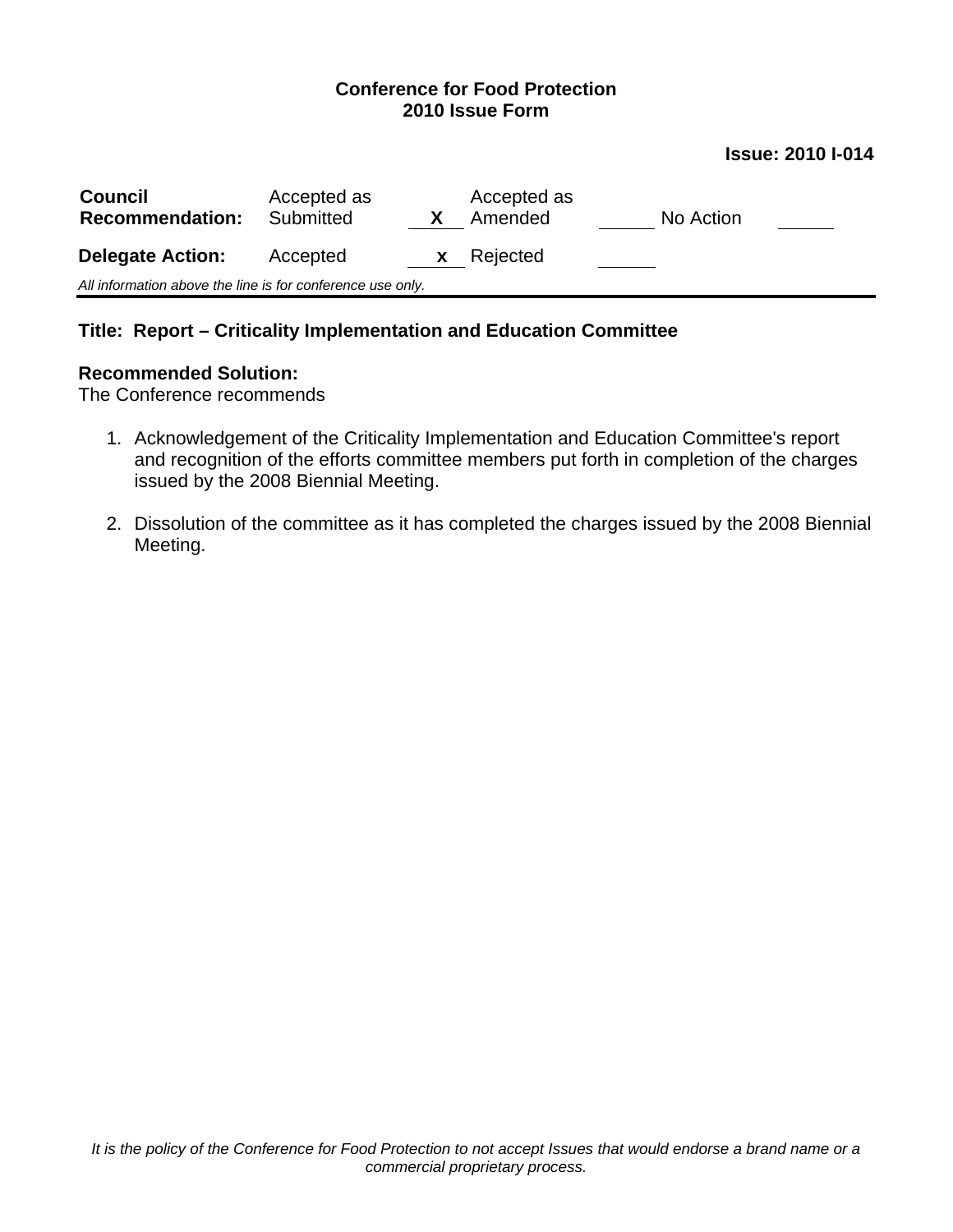**Conference for Food Protection**
**2010 Issue Form**

**Issue: 2010 I-014**

| | | | | | | |
|---|---|---|---|---|---|---|
| **Council Recommendation:** | Accepted as Submitted | X | Accepted as Amended | | No Action | |
| **Delegate Action:** | Accepted | x | Rejected | | | |

*All information above the line is for conference use only.*

---

**Title: Report – Criticality Implementation and Education Committee**

**Recommended Solution:**
The Conference recommends

1. Acknowledgement of the Criticality Implementation and Education Committee's report and recognition of the efforts committee members put forth in completion of the charges issued by the 2008 Biennial Meeting.

2. Dissolution of the committee as it has completed the charges issued by the 2008 Biennial Meeting.

*It is the policy of the Conference for Food Protection to not accept Issues that would endorse a brand name or a commercial proprietary process.*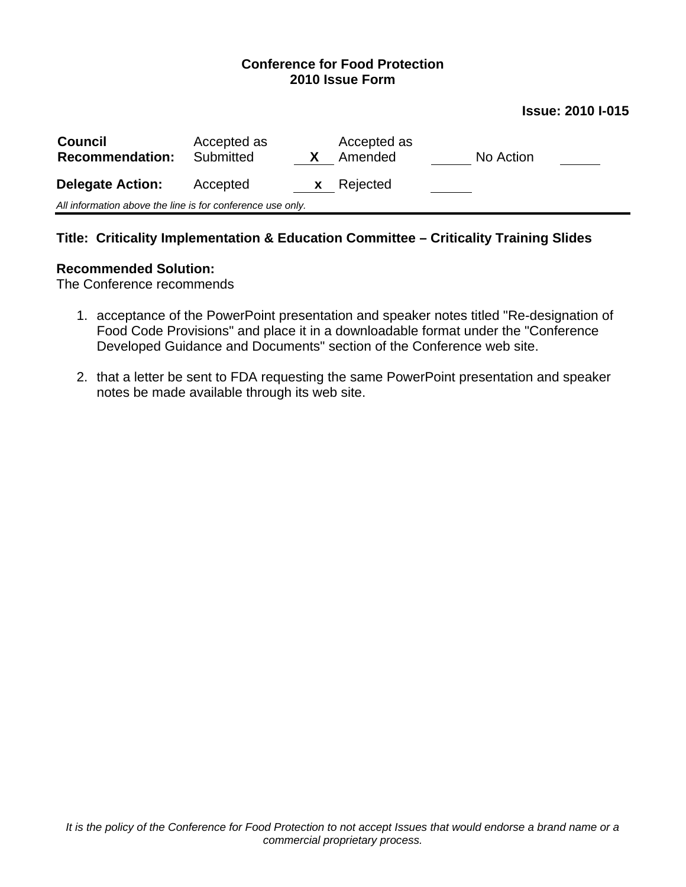**Conference for Food Protection**
**2010 Issue Form**

**Issue: 2010 I-015**

| **Council Recommendation:** | Accepted as Submitted | X | Accepted as Amended | | No Action | |
|---|---|---|---|---|---|---|
| **Delegate Action:** | Accepted | x | Rejected | | | |

*All information above the line is for conference use only.*

---

**Title: Criticality Implementation & Education Committee – Criticality Training Slides**

**Recommended Solution:**
The Conference recommends

1. acceptance of the PowerPoint presentation and speaker notes titled "Re-designation of Food Code Provisions" and place it in a downloadable format under the "Conference Developed Guidance and Documents" section of the Conference web site.

2. that a letter be sent to FDA requesting the same PowerPoint presentation and speaker notes be made available through its web site.

*It is the policy of the Conference for Food Protection to not accept Issues that would endorse a brand name or a commercial proprietary process.*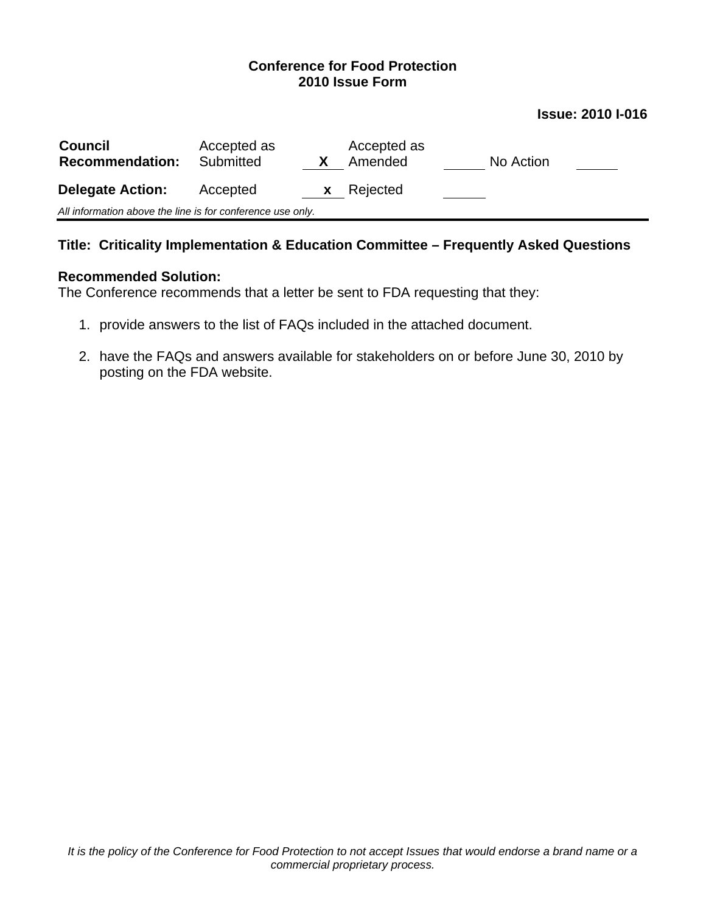**Conference for Food Protection**
**2010 Issue Form**

**Issue: 2010 I-016**

| **Council Recommendation:** | Accepted as Submitted | X | Accepted as Amended | | No Action | |
|---|---|---|---|---|---|---|
| **Delegate Action:** | Accepted | x | Rejected | | | |

*All information above the line is for conference use only.*

---

**Title: Criticality Implementation & Education Committee – Frequently Asked Questions**

**Recommended Solution:**
The Conference recommends that a letter be sent to FDA requesting that they:

1. provide answers to the list of FAQs included in the attached document.
2. have the FAQs and answers available for stakeholders on or before June 30, 2010 by posting on the FDA website.

*It is the policy of the Conference for Food Protection to not accept Issues that would endorse a brand name or a commercial proprietary process.*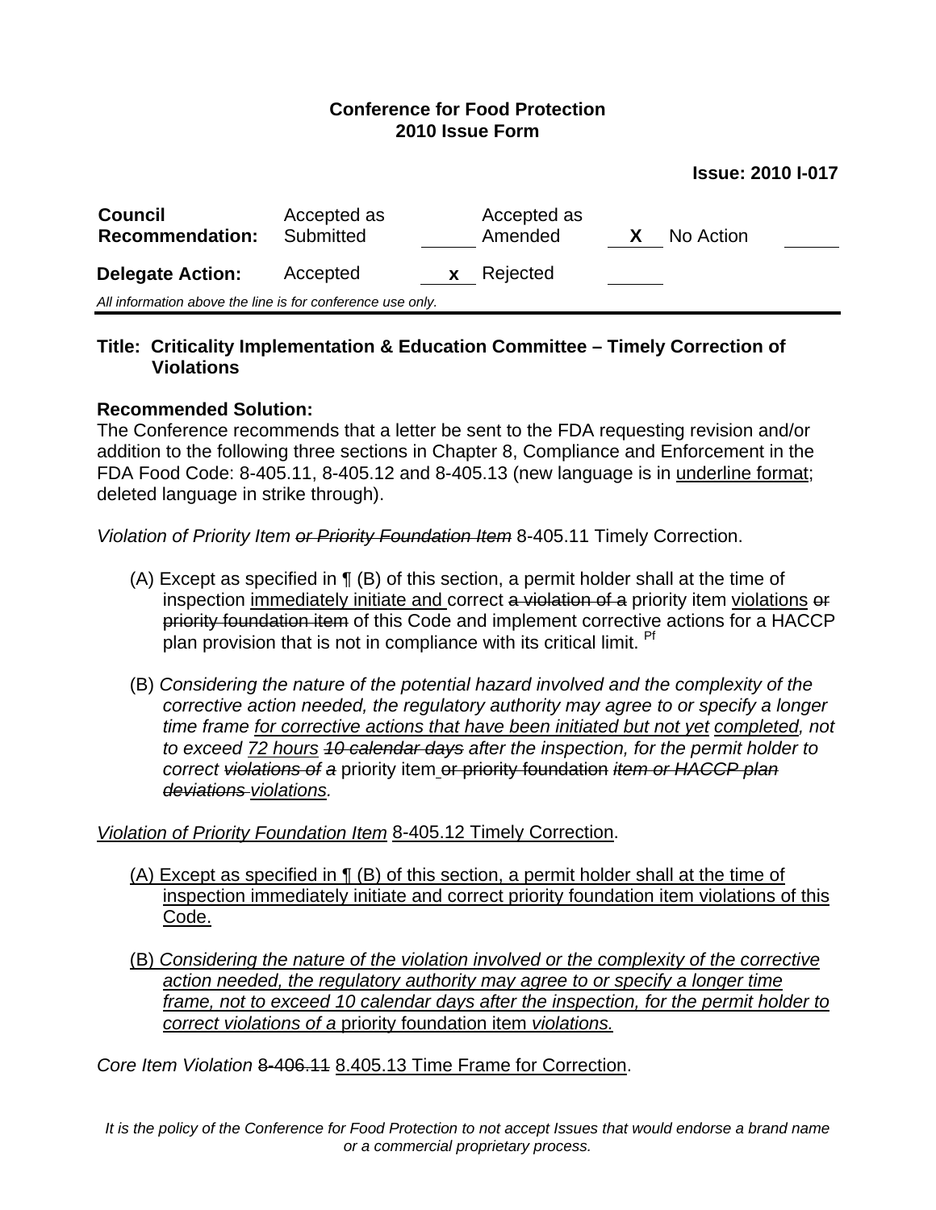**Conference for Food Protection**
**2010 Issue Form**

**Issue: 2010 I-017**

| **Council Recommendation:** | Accepted as Submitted | | Accepted as Amended | X | No Action | |
|---|---|---|---|---|---|---|
| **Delegate Action:** | Accepted | x | Rejected | | | |

*All information above the line is for conference use only.*

---

**Title: Criticality Implementation & Education Committee – Timely Correction of Violations**

**Recommended Solution:**
The Conference recommends that a letter be sent to the FDA requesting revision and/or addition to the following three sections in Chapter 8, Compliance and Enforcement in the FDA Food Code: 8-405.11, 8-405.12 and 8-405.13 (new language is in <u>underline format</u>; deleted language in strike through).

*Violation of Priority Item ~~or Priority Foundation Item~~* 8-405.11 Timely Correction.

(A) Except as specified in ¶ (B) of this section, a permit holder shall at the time of inspection <u>immediately initiate and</u> correct ~~a violation of a~~ priority item <u>violations</u> ~~or priority foundation item~~ of this Code and implement corrective actions for a HACCP plan provision that is not in compliance with its critical limit. [Pf]

(B) *Considering the nature of the potential hazard involved and the complexity of the corrective action needed, the regulatory authority may agree to or specify a longer time frame <u>for corrective actions that have been initiated but not yet</u> <u>completed</u>, not to exceed <u>72 hours</u> ~~10 calendar days~~ after the inspection, for the permit holder to correct ~~violations of a~~* priority item ~~or priority foundation~~ *~~item or HACCP plan deviations~~ <u>violations</u>.*

<u>*Violation of Priority Foundation Item*</u> <u>8-405.12 Timely Correction</u>.

<u>(A) Except as specified in ¶ (B) of this section, a permit holder shall at the time of inspection immediately initiate and correct priority foundation item violations of this Code.</u>

<u>(B) *Considering the nature of the violation involved or the complexity of the corrective action needed, the regulatory authority may agree to or specify a longer time frame, not to exceed 10 calendar days after the inspection, for the permit holder to correct violations of a* priority foundation item *violations.*</u>

*Core Item Violation* ~~8-406.11~~ <u>8.405.13 Time Frame for Correction</u>.

*It is the policy of the Conference for Food Protection to not accept Issues that would endorse a brand name or a commercial proprietary process.*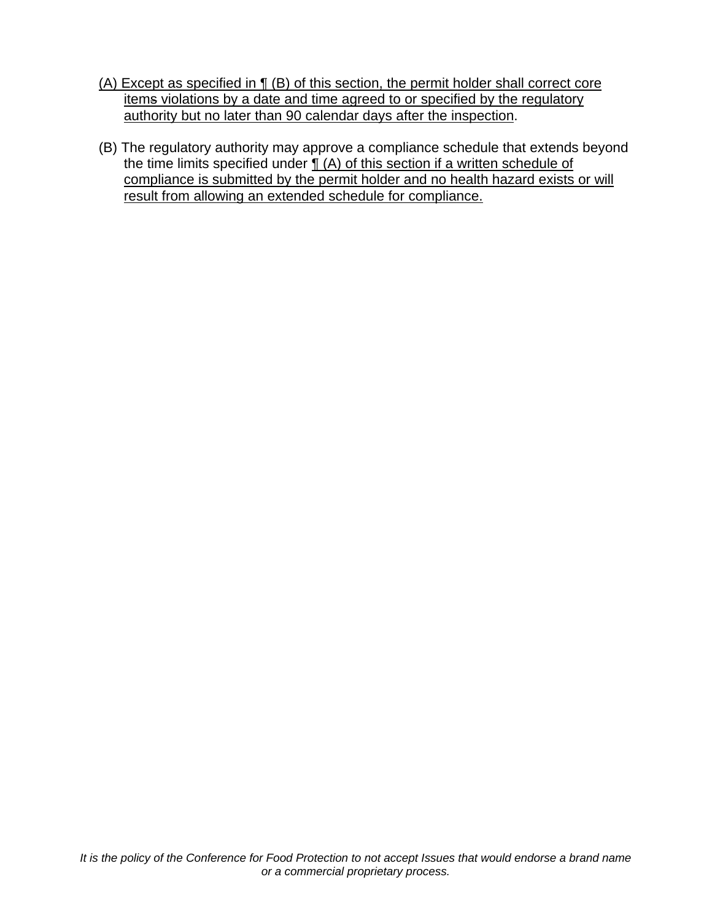(A) Except as specified in ¶ (B) of this section, the permit holder shall correct core items violations by a date and time agreed to or specified by the regulatory authority but no later than 90 calendar days after the inspection.

(B) The regulatory authority may approve a compliance schedule that extends beyond the time limits specified under ¶ (A) of this section if a written schedule of compliance is submitted by the permit holder and no health hazard exists or will result from allowing an extended schedule for compliance.

*It is the policy of the Conference for Food Protection to not accept Issues that would endorse a brand name or a commercial proprietary process.*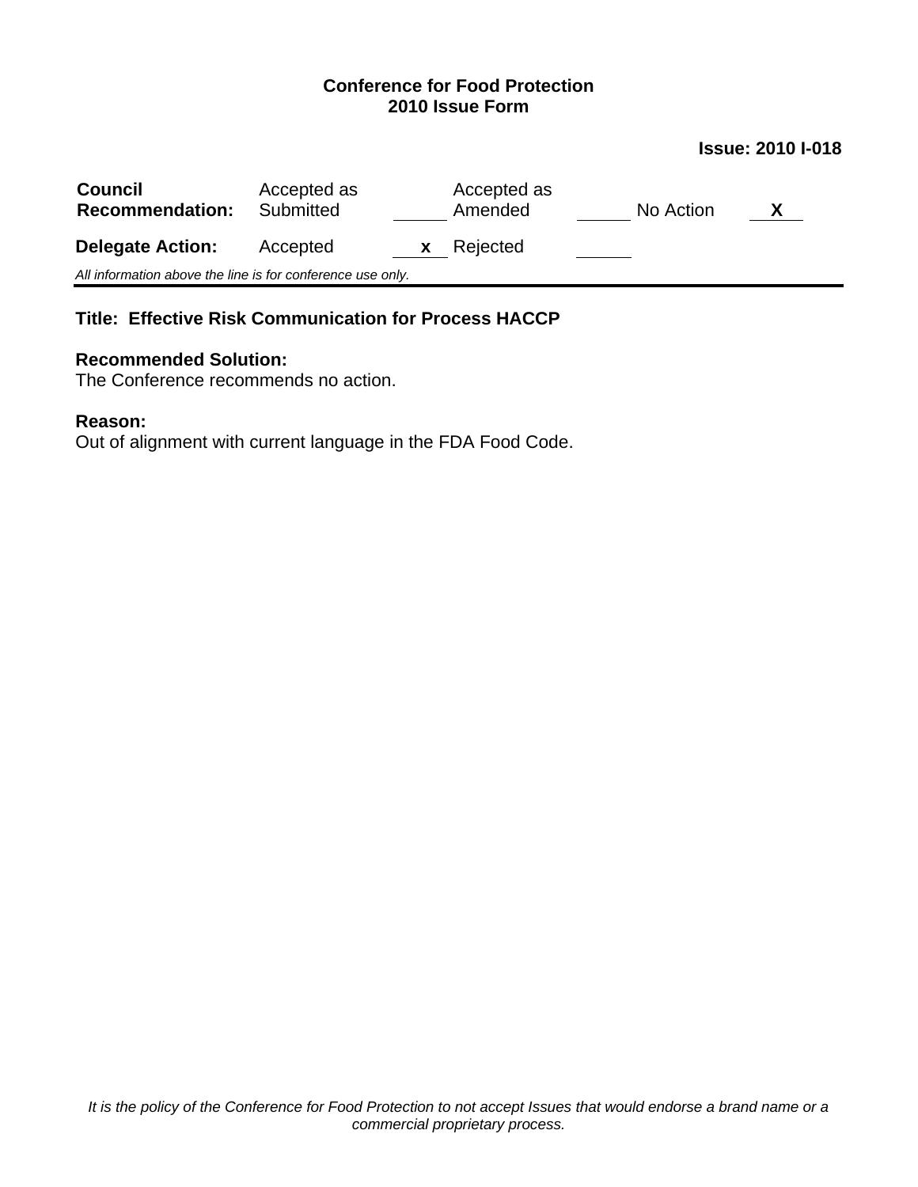**Conference for Food Protection**
**2010 Issue Form**

**Issue: 2010 I-018**

| **Council Recommendation:** | Accepted as Submitted | | Accepted as Amended | | No Action | X |
|---|---|---|---|---|---|---|
| **Delegate Action:** | Accepted | x | Rejected | | | |

*All information above the line is for conference use only.*

---

**Title: Effective Risk Communication for Process HACCP**

**Recommended Solution:**
The Conference recommends no action.

**Reason:**
Out of alignment with current language in the FDA Food Code.

*It is the policy of the Conference for Food Protection to not accept Issues that would endorse a brand name or a commercial proprietary process.*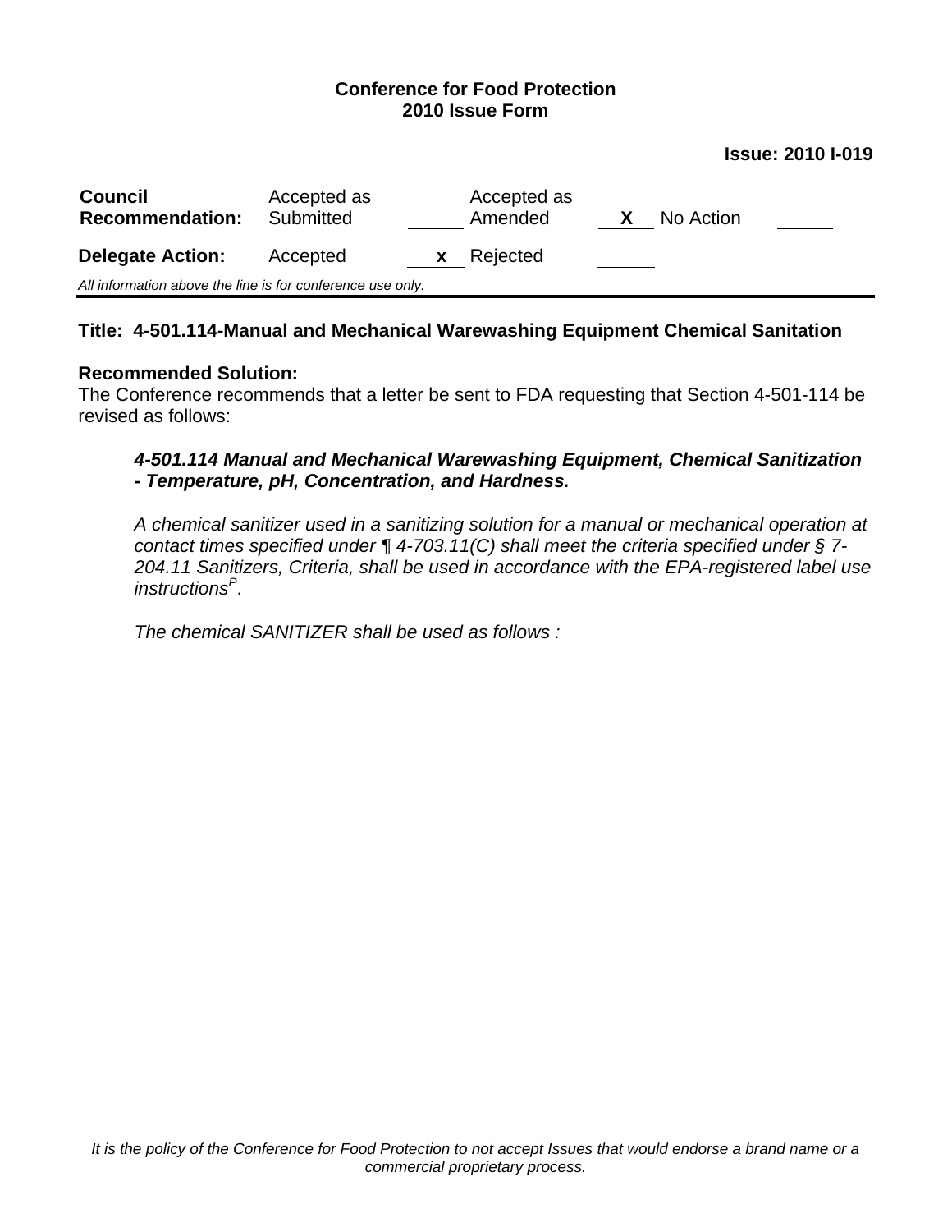**Conference for Food Protection**
**2010 Issue Form**

**Issue: 2010 I-019**

| **Council Recommendation:** | Accepted as Submitted | | Accepted as Amended | X | No Action | |
|---|---|---|---|---|---|---|
| **Delegate Action:** | Accepted | x | Rejected | | | |

*All information above the line is for conference use only.*

---

**Title: 4-501.114-Manual and Mechanical Warewashing Equipment Chemical Sanitation**

**Recommended Solution:**
The Conference recommends that a letter be sent to FDA requesting that Section 4-501-114 be revised as follows:

> ***4-501.114 Manual and Mechanical Warewashing Equipment, Chemical Sanitization - Temperature, pH, Concentration, and Hardness.***
>
> *A chemical sanitizer used in a sanitizing solution for a manual or mechanical operation at contact times specified under ¶ 4-703.11(C) shall meet the criteria specified under § 7-204.11 Sanitizers, Criteria, shall be used in accordance with the EPA-registered label use instructions[P].*
>
> *The chemical SANITIZER shall be used as follows :*

*It is the policy of the Conference for Food Protection to not accept Issues that would endorse a brand name or a commercial proprietary process.*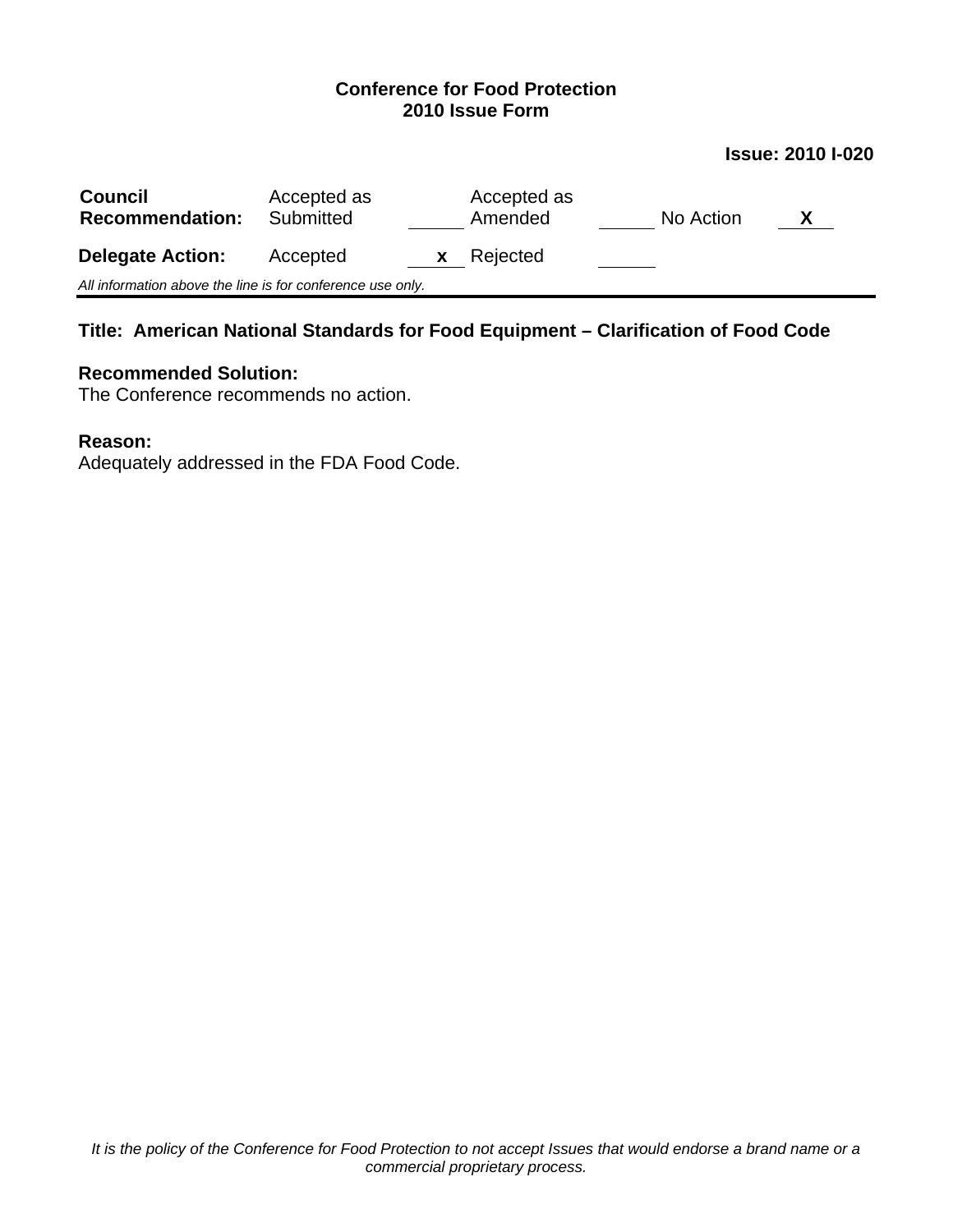**Conference for Food Protection**
**2010 Issue Form**

**Issue: 2010 I-020**

| **Council Recommendation:** | Accepted as Submitted | _____ | Accepted as Amended | _____ | No Action | X |
|---|---|---|---|---|---|---|
| **Delegate Action:** | Accepted | x | Rejected | _____ | | |

*All information above the line is for conference use only.*

---

**Title: American National Standards for Food Equipment – Clarification of Food Code**

**Recommended Solution:**
The Conference recommends no action.

**Reason:**
Adequately addressed in the FDA Food Code.

*It is the policy of the Conference for Food Protection to not accept Issues that would endorse a brand name or a commercial proprietary process.*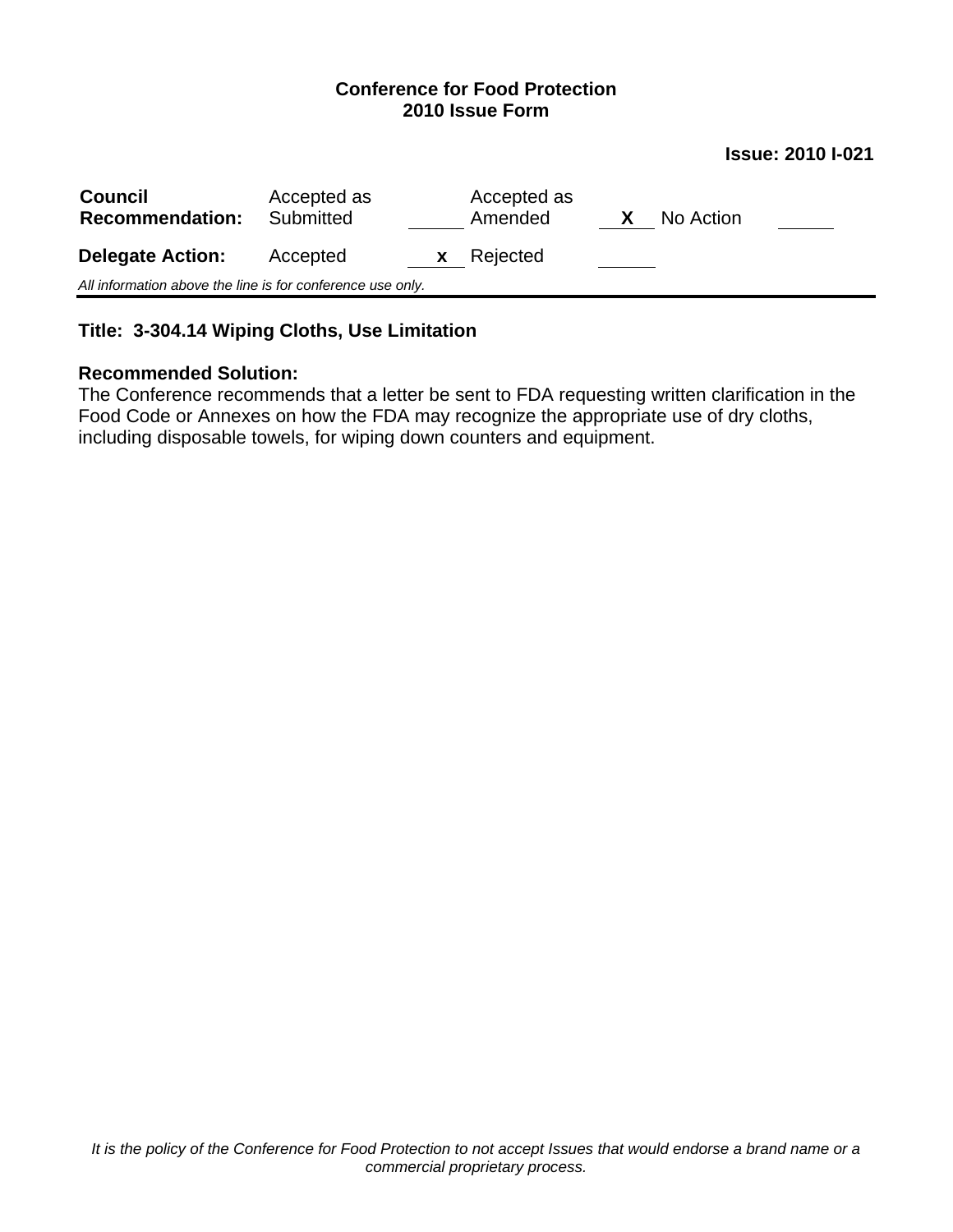**Conference for Food Protection**
**2010 Issue Form**

**Issue: 2010 I-021**

| **Council Recommendation:** | Accepted as Submitted | | Accepted as Amended | X | No Action | |
|---|---|---|---|---|---|---|
| **Delegate Action:** | Accepted | x | Rejected | | | |

*All information above the line is for conference use only.*

---

**Title: 3-304.14 Wiping Cloths, Use Limitation**

**Recommended Solution:**
The Conference recommends that a letter be sent to FDA requesting written clarification in the Food Code or Annexes on how the FDA may recognize the appropriate use of dry cloths, including disposable towels, for wiping down counters and equipment.

*It is the policy of the Conference for Food Protection to not accept Issues that would endorse a brand name or a commercial proprietary process.*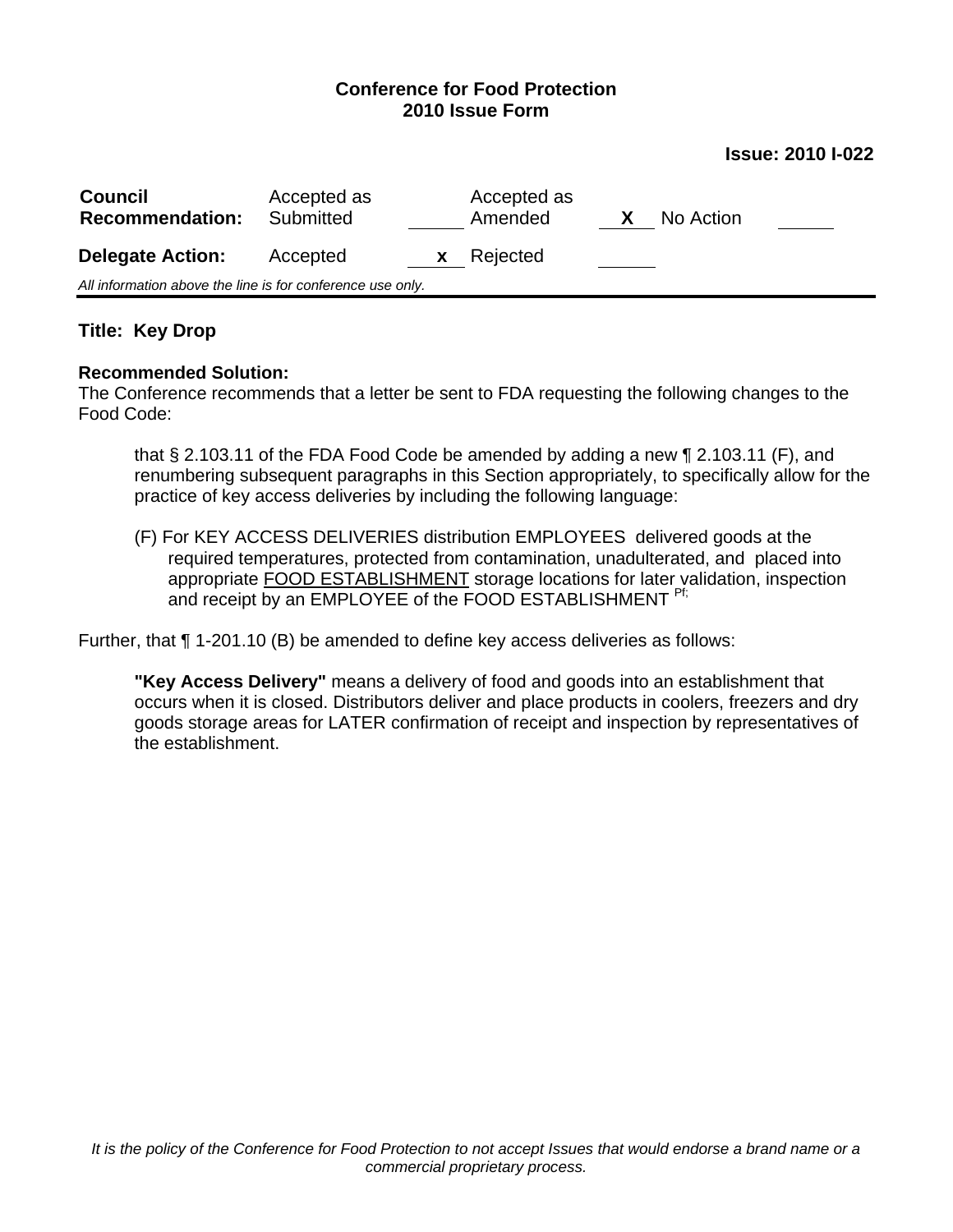**Conference for Food Protection**
**2010 Issue Form**

**Issue: 2010 I-022**

| **Council Recommendation:** | Accepted as Submitted | ______ | Accepted as Amended | X | No Action | ______ |
|---|---|---|---|---|---|---|
| **Delegate Action:** | Accepted | x | Rejected | ______ | | |

*All information above the line is for conference use only.*

**Title: Key Drop**

**Recommended Solution:**
The Conference recommends that a letter be sent to FDA requesting the following changes to the Food Code:

that § 2.103.11 of the FDA Food Code be amended by adding a new ¶ 2.103.11 (F), and renumbering subsequent paragraphs in this Section appropriately, to specifically allow for the practice of key access deliveries by including the following language:

(F) For KEY ACCESS DELIVERIES distribution EMPLOYEES delivered goods at the required temperatures, protected from contamination, unadulterated, and placed into appropriate FOOD ESTABLISHMENT storage locations for later validation, inspection and receipt by an EMPLOYEE of the FOOD ESTABLISHMENT Pf;

Further, that ¶ 1-201.10 (B) be amended to define key access deliveries as follows:

**"Key Access Delivery"** means a delivery of food and goods into an establishment that occurs when it is closed. Distributors deliver and place products in coolers, freezers and dry goods storage areas for LATER confirmation of receipt and inspection by representatives of the establishment.

*It is the policy of the Conference for Food Protection to not accept Issues that would endorse a brand name or a commercial proprietary process.*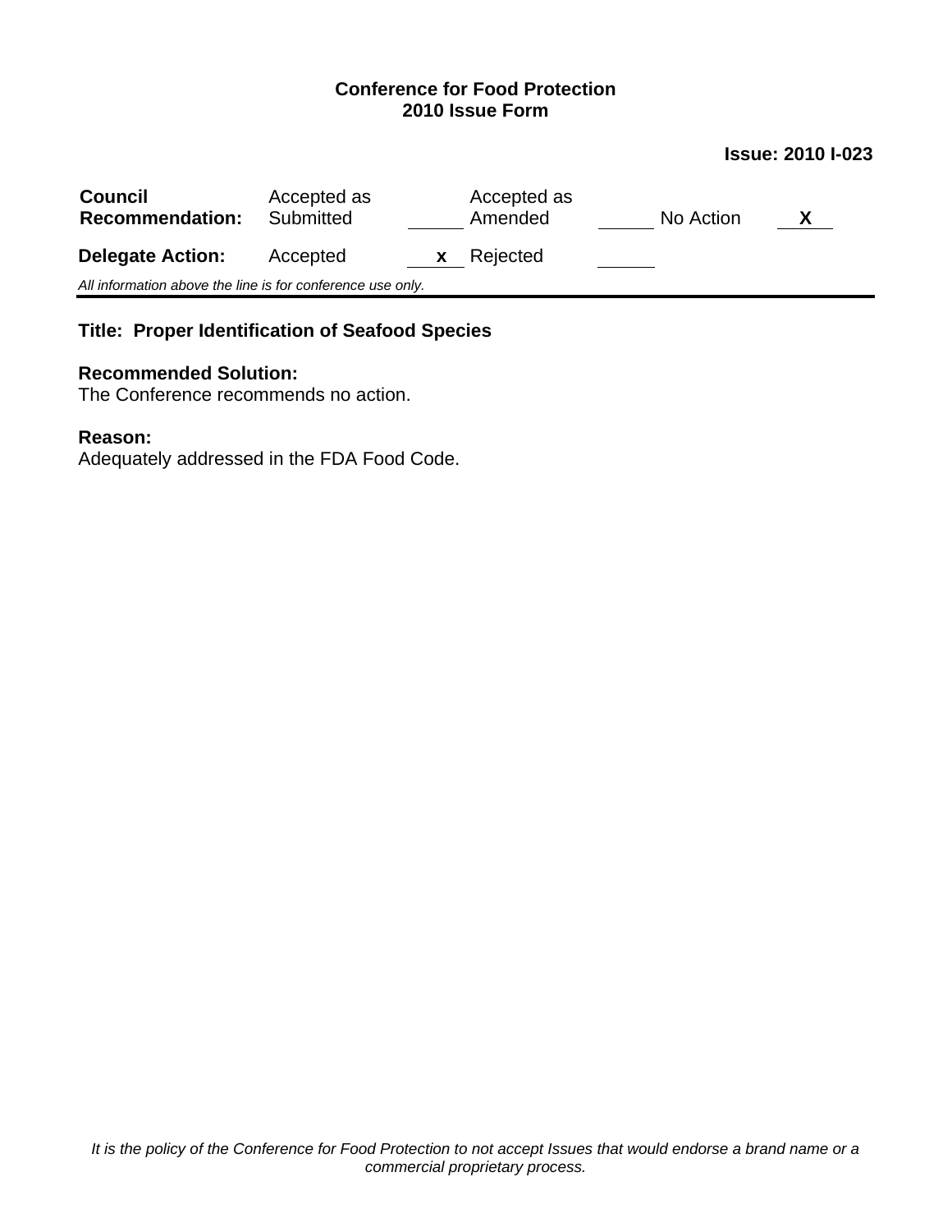# Conference for Food Protection
## 2010 Issue Form

**Issue: 2010 I-023**

| **Council Recommendation:** | Accepted as Submitted | \_\_\_\_\_ | Accepted as Amended | \_\_\_\_\_ | No Action | **X** |
|---|---|---|---|---|---|---|
| **Delegate Action:** | Accepted | **x** | Rejected | \_\_\_\_\_ | | |

*All information above the line is for conference use only.*

---

**Title: Proper Identification of Seafood Species**

**Recommended Solution:**
The Conference recommends no action.

**Reason:**
Adequately addressed in the FDA Food Code.

*It is the policy of the Conference for Food Protection to not accept Issues that would endorse a brand name or a commercial proprietary process.*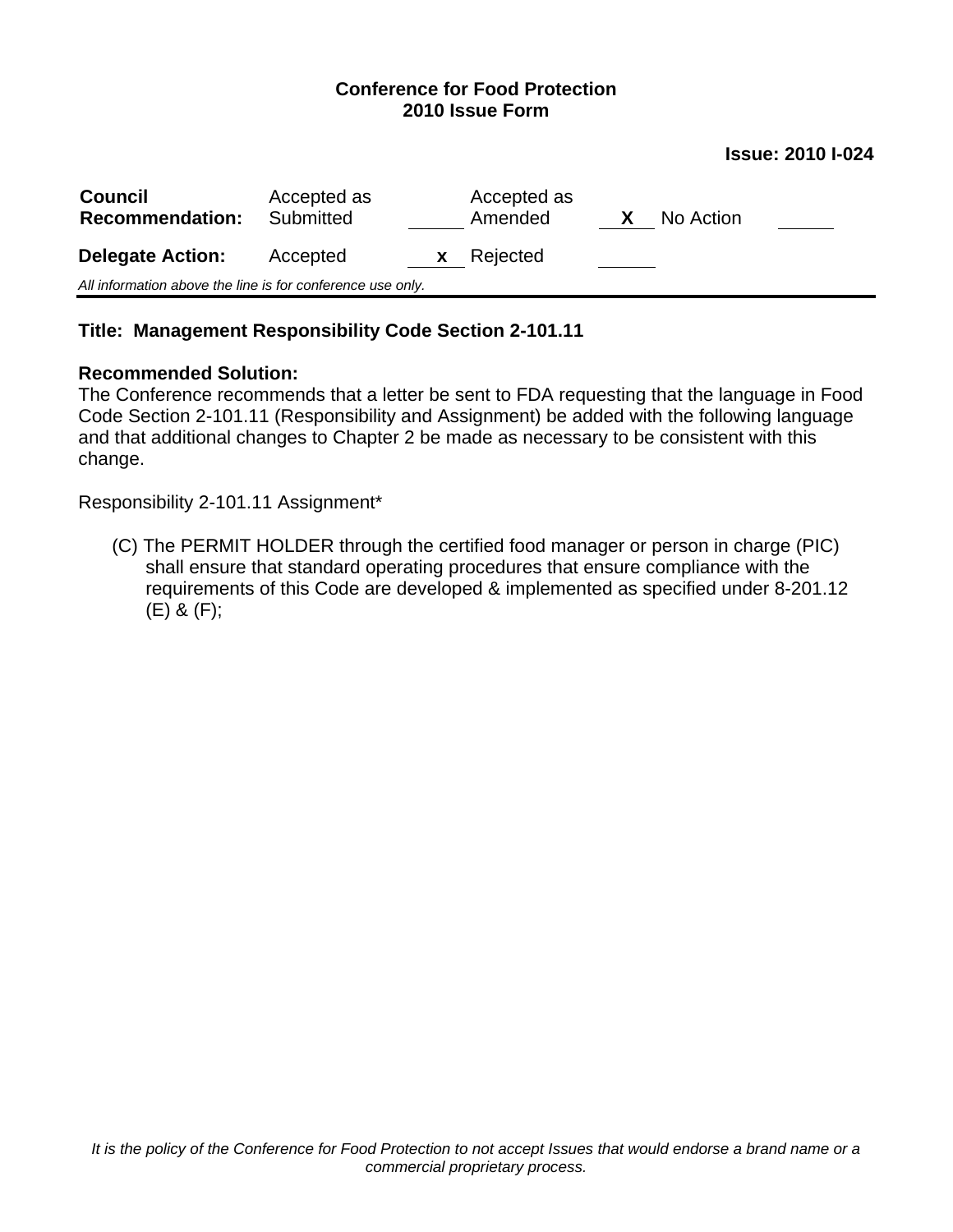**Conference for Food Protection**
**2010 Issue Form**

**Issue: 2010 I-024**

| **Council Recommendation:** | Accepted as Submitted | ____ | Accepted as Amended | **X** | No Action | ____ |
|---|---|---|---|---|---|---|
| **Delegate Action:** | Accepted | **x** | Rejected | ____ | | |

*All information above the line is for conference use only.*

---

**Title: Management Responsibility Code Section 2-101.11**

**Recommended Solution:**
The Conference recommends that a letter be sent to FDA requesting that the language in Food Code Section 2-101.11 (Responsibility and Assignment) be added with the following language and that additional changes to Chapter 2 be made as necessary to be consistent with this change.

Responsibility 2-101.11 Assignment*

(C) The PERMIT HOLDER through the certified food manager or person in charge (PIC) shall ensure that standard operating procedures that ensure compliance with the requirements of this Code are developed & implemented as specified under 8-201.12 (E) & (F);

*It is the policy of the Conference for Food Protection to not accept Issues that would endorse a brand name or a commercial proprietary process.*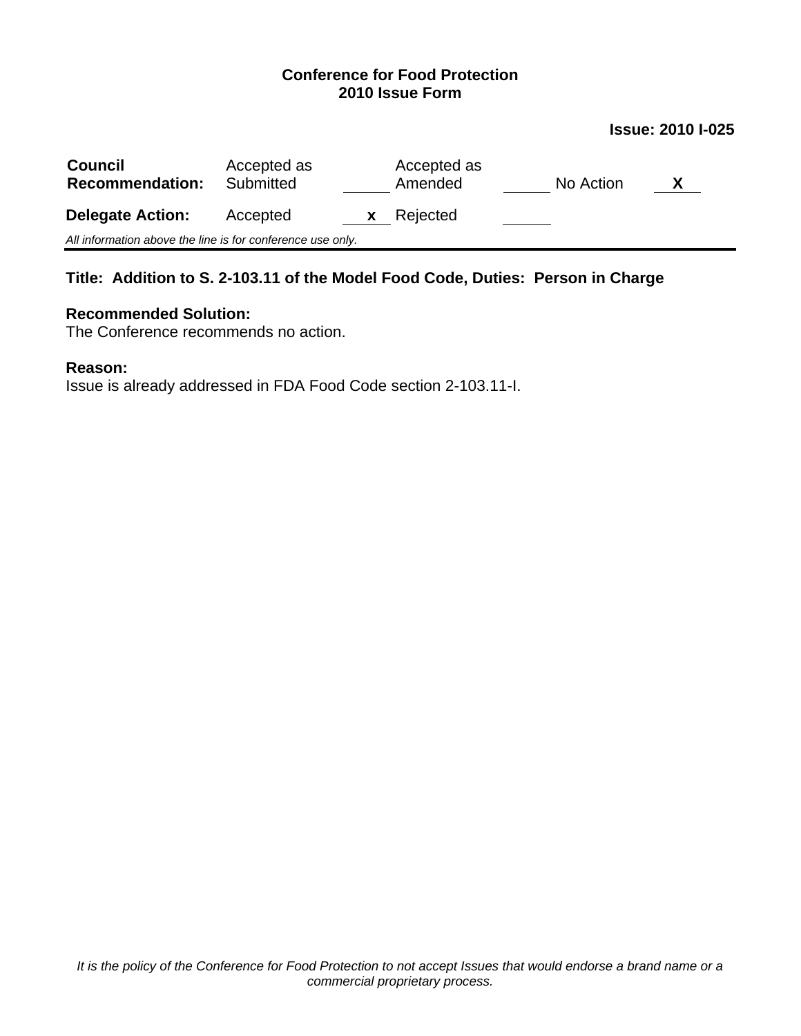**Conference for Food Protection**
**2010 Issue Form**

**Issue: 2010 I-025**

| **Council Recommendation:** | Accepted as Submitted | ____ | Accepted as Amended | ____ | No Action | X |
|---|---|---|---|---|---|---|
| **Delegate Action:** | Accepted | x | Rejected | ____ | | |

*All information above the line is for conference use only.*

**Title: Addition to S. 2-103.11 of the Model Food Code, Duties: Person in Charge**

**Recommended Solution:**
The Conference recommends no action.

**Reason:**
Issue is already addressed in FDA Food Code section 2-103.11-I.

*It is the policy of the Conference for Food Protection to not accept Issues that would endorse a brand name or a commercial proprietary process.*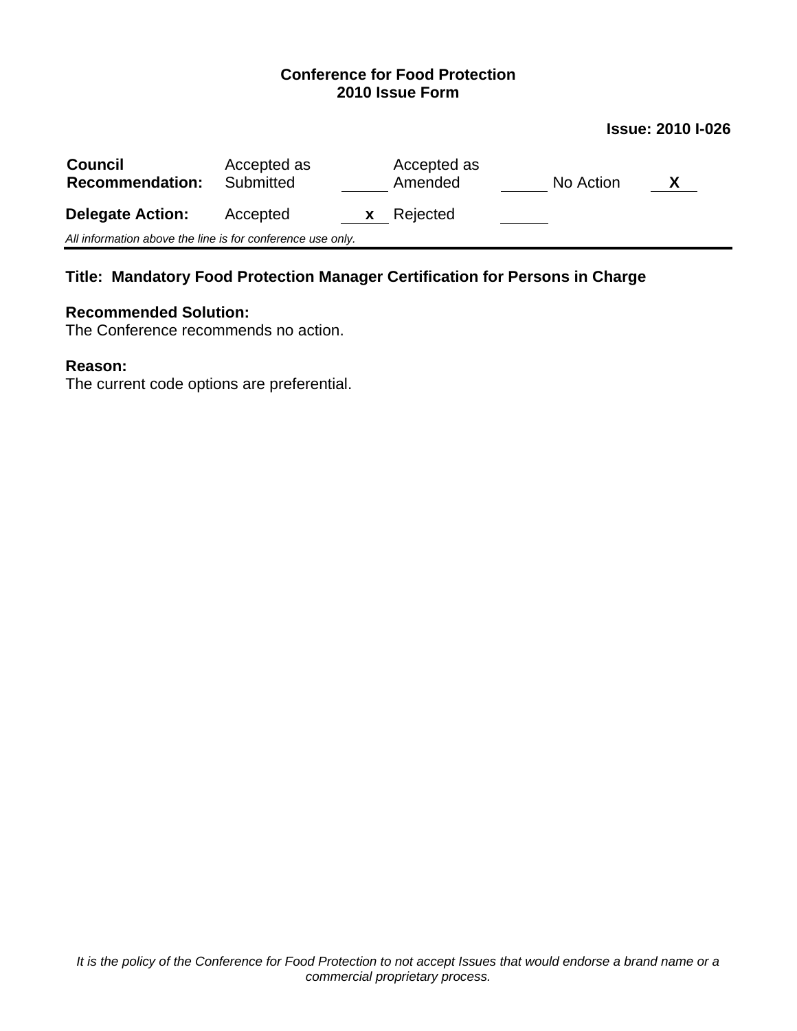**Conference for Food Protection**
**2010 Issue Form**

**Issue: 2010 I-026**

| **Council Recommendation:** | Accepted as Submitted | _____ | Accepted as Amended | _____ | No Action | **X** |
|---|---|---|---|---|---|---|
| **Delegate Action:** | Accepted | **x** | Rejected | _____ | | |

*All information above the line is for conference use only.*

---

**Title: Mandatory Food Protection Manager Certification for Persons in Charge**

**Recommended Solution:**
The Conference recommends no action.

**Reason:**
The current code options are preferential.

*It is the policy of the Conference for Food Protection to not accept Issues that would endorse a brand name or a commercial proprietary process.*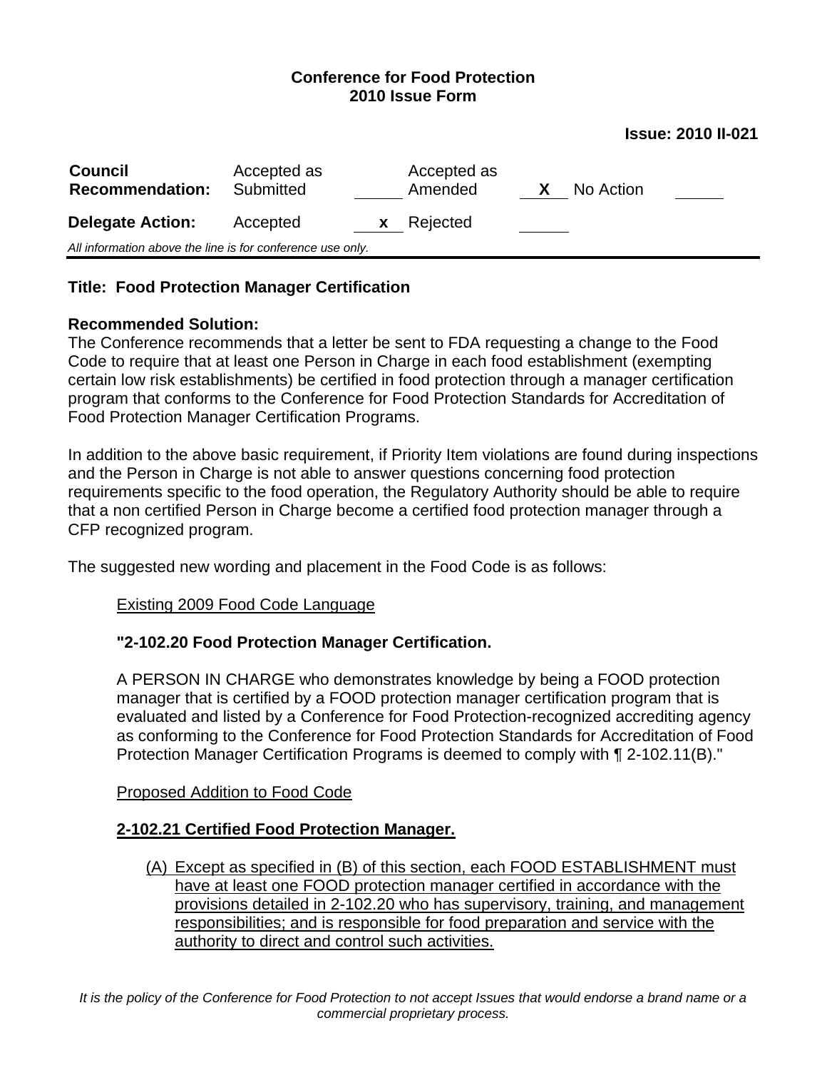**Conference for Food Protection**
**2010 Issue Form**

**Issue: 2010 II-021**

| **Council Recommendation:** | Accepted as Submitted | ____ | Accepted as Amended | **X** | No Action | ____ |
|---|---|---|---|---|---|---|
| **Delegate Action:** | Accepted | **x** | Rejected | ____ | | |

*All information above the line is for conference use only.*

---

**Title: Food Protection Manager Certification**

**Recommended Solution:**
The Conference recommends that a letter be sent to FDA requesting a change to the Food Code to require that at least one Person in Charge in each food establishment (exempting certain low risk establishments) be certified in food protection through a manager certification program that conforms to the Conference for Food Protection Standards for Accreditation of Food Protection Manager Certification Programs.

In addition to the above basic requirement, if Priority Item violations are found during inspections and the Person in Charge is not able to answer questions concerning food protection requirements specific to the food operation, the Regulatory Authority should be able to require that a non certified Person in Charge become a certified food protection manager through a CFP recognized program.

The suggested new wording and placement in the Food Code is as follows:

Existing 2009 Food Code Language

**"2-102.20 Food Protection Manager Certification.**

A PERSON IN CHARGE who demonstrates knowledge by being a FOOD protection manager that is certified by a FOOD protection manager certification program that is evaluated and listed by a Conference for Food Protection-recognized accrediting agency as conforming to the Conference for Food Protection Standards for Accreditation of Food Protection Manager Certification Programs is deemed to comply with ¶ 2-102.11(B)."

Proposed Addition to Food Code

**2-102.21 Certified Food Protection Manager.**

(A) Except as specified in (B) of this section, each FOOD ESTABLISHMENT must have at least one FOOD protection manager certified in accordance with the provisions detailed in 2-102.20 who has supervisory, training, and management responsibilities; and is responsible for food preparation and service with the authority to direct and control such activities.

*It is the policy of the Conference for Food Protection to not accept Issues that would endorse a brand name or a commercial proprietary process.*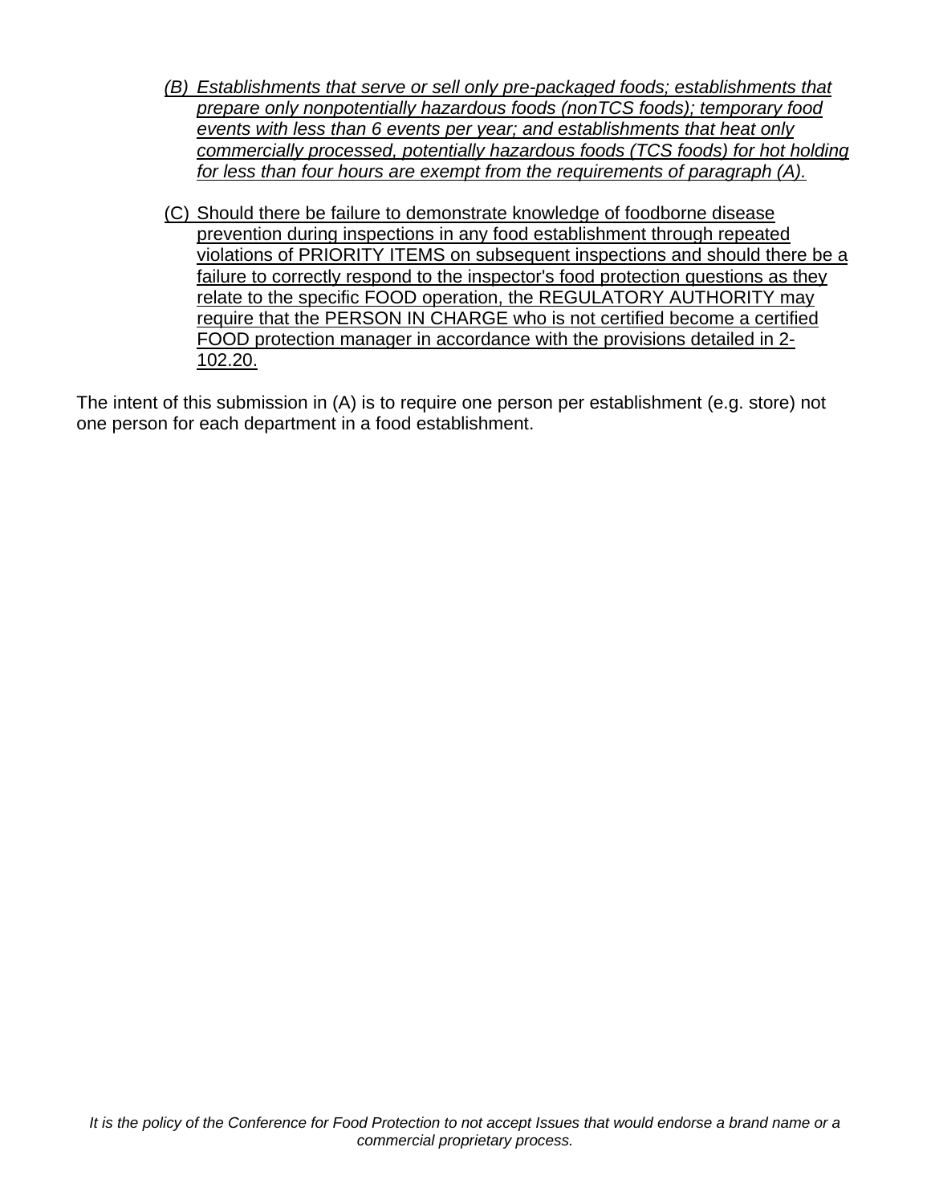*(B) Establishments that serve or sell only pre-packaged foods; establishments that prepare only nonpotentially hazardous foods (nonTCS foods); temporary food events with less than 6 events per year; and establishments that heat only commercially processed, potentially hazardous foods (TCS foods) for hot holding for less than four hours are exempt from the requirements of paragraph (A).*

(C) Should there be failure to demonstrate knowledge of foodborne disease prevention during inspections in any food establishment through repeated violations of PRIORITY ITEMS on subsequent inspections and should there be a failure to correctly respond to the inspector's food protection questions as they relate to the specific FOOD operation, the REGULATORY AUTHORITY may require that the PERSON IN CHARGE who is not certified become a certified FOOD protection manager in accordance with the provisions detailed in 2-102.20.

The intent of this submission in (A) is to require one person per establishment (e.g. store) not one person for each department in a food establishment.

*It is the policy of the Conference for Food Protection to not accept Issues that would endorse a brand name or a commercial proprietary process.*